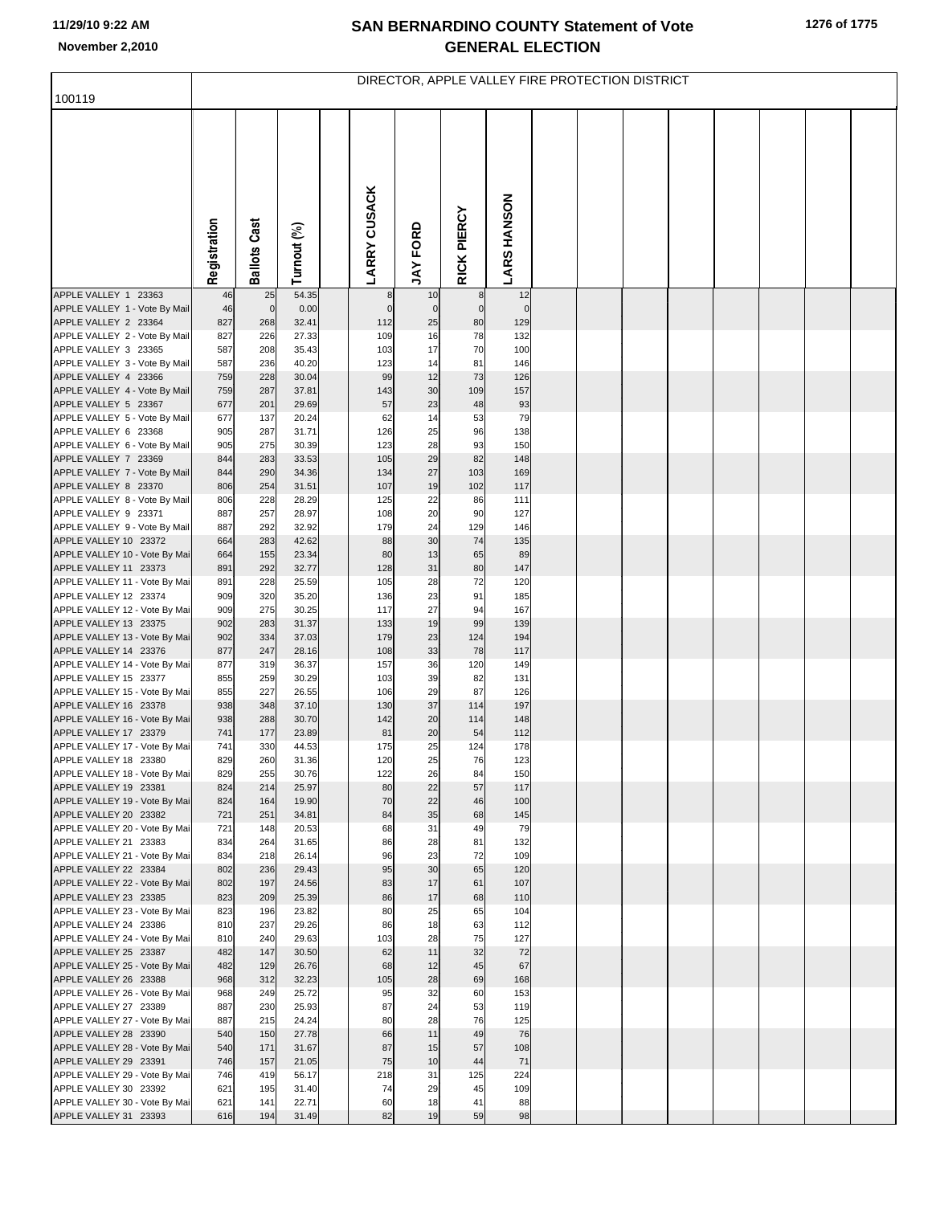# SAN BERNARDINO COUNTY Statement of Vote
# GENERAL ELECTION

November 2,2010

## DIRECTOR, APPLE VALLEY FIRE PROTECTION DISTRICT

100119

| | Registration | Ballots Cast | Turnout (%) | LARRY CUSACK | JAY FORD | RICK PIERCY | LARS HANSON |
|---|---|---|---|---|---|---|---|
| APPLE VALLEY 1 23363 | 46 | 25 | 54.35 | 8 | 10 | 8 | 12 |
| APPLE VALLEY 1 - Vote By Mail | 46 | 0 | 0.00 | 0 | 0 | 0 | 0 |
| APPLE VALLEY 2 23364 | 827 | 268 | 32.41 | 112 | 25 | 80 | 129 |
| APPLE VALLEY 2 - Vote By Mail | 827 | 226 | 27.33 | 109 | 16 | 78 | 132 |
| APPLE VALLEY 3 23365 | 587 | 208 | 35.43 | 103 | 17 | 70 | 100 |
| APPLE VALLEY 3 - Vote By Mail | 587 | 236 | 40.20 | 123 | 14 | 81 | 146 |
| APPLE VALLEY 4 23366 | 759 | 228 | 30.04 | 99 | 12 | 73 | 126 |
| APPLE VALLEY 4 - Vote By Mail | 759 | 287 | 37.81 | 143 | 30 | 109 | 157 |
| APPLE VALLEY 5 23367 | 677 | 201 | 29.69 | 57 | 23 | 48 | 93 |
| APPLE VALLEY 5 - Vote By Mail | 677 | 137 | 20.24 | 62 | 14 | 53 | 79 |
| APPLE VALLEY 6 23368 | 905 | 287 | 31.71 | 126 | 25 | 96 | 138 |
| APPLE VALLEY 6 - Vote By Mail | 905 | 275 | 30.39 | 123 | 28 | 93 | 150 |
| APPLE VALLEY 7 23369 | 844 | 283 | 33.53 | 105 | 29 | 82 | 148 |
| APPLE VALLEY 7 - Vote By Mail | 844 | 290 | 34.36 | 134 | 27 | 103 | 169 |
| APPLE VALLEY 8 23370 | 806 | 254 | 31.51 | 107 | 19 | 102 | 117 |
| APPLE VALLEY 8 - Vote By Mail | 806 | 228 | 28.29 | 125 | 22 | 86 | 111 |
| APPLE VALLEY 9 23371 | 887 | 257 | 28.97 | 108 | 20 | 90 | 127 |
| APPLE VALLEY 9 - Vote By Mail | 887 | 292 | 32.92 | 179 | 24 | 129 | 146 |
| APPLE VALLEY 10 23372 | 664 | 283 | 42.62 | 88 | 30 | 74 | 135 |
| APPLE VALLEY 10 - Vote By Mai | 664 | 155 | 23.34 | 80 | 13 | 65 | 89 |
| APPLE VALLEY 11 23373 | 891 | 292 | 32.77 | 128 | 31 | 80 | 147 |
| APPLE VALLEY 11 - Vote By Mai | 891 | 228 | 25.59 | 105 | 28 | 72 | 120 |
| APPLE VALLEY 12 23374 | 909 | 320 | 35.20 | 136 | 23 | 91 | 185 |
| APPLE VALLEY 12 - Vote By Mai | 909 | 275 | 30.25 | 117 | 27 | 94 | 167 |
| APPLE VALLEY 13 23375 | 902 | 283 | 31.37 | 133 | 19 | 99 | 139 |
| APPLE VALLEY 13 - Vote By Mai | 902 | 334 | 37.03 | 179 | 23 | 124 | 194 |
| APPLE VALLEY 14 23376 | 877 | 247 | 28.16 | 108 | 33 | 78 | 117 |
| APPLE VALLEY 14 - Vote By Mai | 877 | 319 | 36.37 | 157 | 36 | 120 | 149 |
| APPLE VALLEY 15 23377 | 855 | 259 | 30.29 | 103 | 39 | 82 | 131 |
| APPLE VALLEY 15 - Vote By Mai | 855 | 227 | 26.55 | 106 | 29 | 87 | 126 |
| APPLE VALLEY 16 23378 | 938 | 348 | 37.10 | 130 | 37 | 114 | 197 |
| APPLE VALLEY 16 - Vote By Mai | 938 | 288 | 30.70 | 142 | 20 | 114 | 148 |
| APPLE VALLEY 17 23379 | 741 | 177 | 23.89 | 81 | 20 | 54 | 112 |
| APPLE VALLEY 17 - Vote By Mai | 741 | 330 | 44.53 | 175 | 25 | 124 | 178 |
| APPLE VALLEY 18 23380 | 829 | 260 | 31.36 | 120 | 25 | 76 | 123 |
| APPLE VALLEY 18 - Vote By Mai | 829 | 255 | 30.76 | 122 | 26 | 84 | 150 |
| APPLE VALLEY 19 23381 | 824 | 214 | 25.97 | 80 | 22 | 57 | 117 |
| APPLE VALLEY 19 - Vote By Mai | 824 | 164 | 19.90 | 70 | 22 | 46 | 100 |
| APPLE VALLEY 20 23382 | 721 | 251 | 34.81 | 84 | 35 | 68 | 145 |
| APPLE VALLEY 20 - Vote By Mai | 721 | 148 | 20.53 | 68 | 31 | 49 | 79 |
| APPLE VALLEY 21 23383 | 834 | 264 | 31.65 | 86 | 28 | 81 | 132 |
| APPLE VALLEY 21 - Vote By Mai | 834 | 218 | 26.14 | 96 | 23 | 72 | 109 |
| APPLE VALLEY 22 23384 | 802 | 236 | 29.43 | 95 | 30 | 65 | 120 |
| APPLE VALLEY 22 - Vote By Mai | 802 | 197 | 24.56 | 83 | 17 | 61 | 107 |
| APPLE VALLEY 23 23385 | 823 | 209 | 25.39 | 86 | 17 | 68 | 110 |
| APPLE VALLEY 23 - Vote By Mai | 823 | 196 | 23.82 | 80 | 25 | 65 | 104 |
| APPLE VALLEY 24 23386 | 810 | 237 | 29.26 | 86 | 18 | 63 | 112 |
| APPLE VALLEY 24 - Vote By Mai | 810 | 240 | 29.63 | 103 | 28 | 75 | 127 |
| APPLE VALLEY 25 23387 | 482 | 147 | 30.50 | 62 | 11 | 32 | 72 |
| APPLE VALLEY 25 - Vote By Mai | 482 | 129 | 26.76 | 68 | 12 | 45 | 67 |
| APPLE VALLEY 26 23388 | 968 | 312 | 32.23 | 105 | 28 | 69 | 168 |
| APPLE VALLEY 26 - Vote By Mai | 968 | 249 | 25.72 | 95 | 32 | 60 | 153 |
| APPLE VALLEY 27 23389 | 887 | 230 | 25.93 | 87 | 24 | 53 | 119 |
| APPLE VALLEY 27 - Vote By Mai | 887 | 215 | 24.24 | 80 | 28 | 76 | 125 |
| APPLE VALLEY 28 23390 | 540 | 150 | 27.78 | 66 | 11 | 49 | 76 |
| APPLE VALLEY 28 - Vote By Mai | 540 | 171 | 31.67 | 87 | 15 | 57 | 108 |
| APPLE VALLEY 29 23391 | 746 | 157 | 21.05 | 75 | 10 | 44 | 71 |
| APPLE VALLEY 29 - Vote By Mai | 746 | 419 | 56.17 | 218 | 31 | 125 | 224 |
| APPLE VALLEY 30 23392 | 621 | 195 | 31.40 | 74 | 29 | 45 | 109 |
| APPLE VALLEY 30 - Vote By Mai | 621 | 141 | 22.71 | 60 | 18 | 41 | 88 |
| APPLE VALLEY 31 23393 | 616 | 194 | 31.49 | 82 | 19 | 59 | 98 |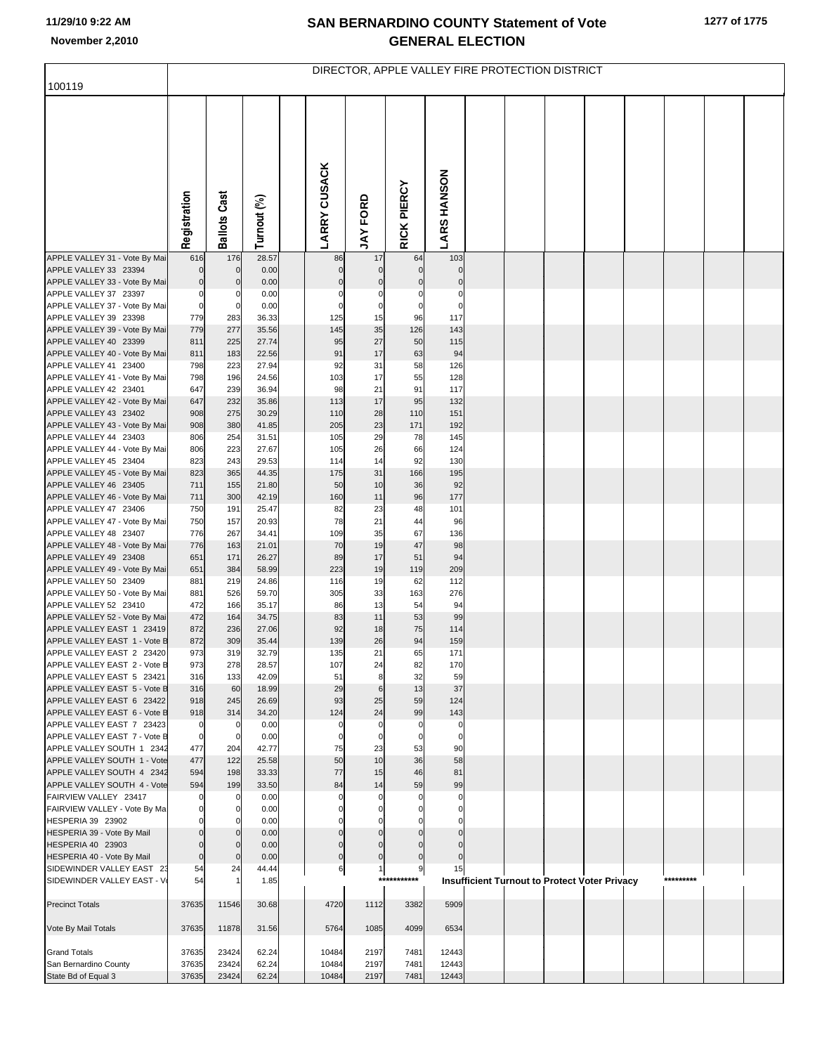# SAN BERNARDINO COUNTY Statement of Vote
## GENERAL ELECTION

11/29/10 9:22 AM
November 2,2010

DIRECTOR, APPLE VALLEY FIRE PROTECTION DISTRICT

100119

| | Registration | Ballots Cast | Turnout (%) | | LARRY CUSACK | JAY FORD | RICK PIERCY | LARS HANSON |
|---|---|---|---|---|---|---|---|---|
| APPLE VALLEY 31 - Vote By Mai | 616 | 176 | 28.57 | | 86 | 17 | 64 | 103 |
| APPLE VALLEY 33 23394 | 0 | 0 | 0.00 | | 0 | 0 | 0 | 0 |
| APPLE VALLEY 33 - Vote By Mai | 0 | 0 | 0.00 | | 0 | 0 | 0 | 0 |
| APPLE VALLEY 37 23397 | 0 | 0 | 0.00 | | 0 | 0 | 0 | 0 |
| APPLE VALLEY 37 - Vote By Mai | 0 | 0 | 0.00 | | 0 | 0 | 0 | 0 |
| APPLE VALLEY 39 23398 | 779 | 283 | 36.33 | | 125 | 15 | 96 | 117 |
| APPLE VALLEY 39 - Vote By Mai | 779 | 277 | 35.56 | | 145 | 35 | 126 | 143 |
| APPLE VALLEY 40 23399 | 811 | 225 | 27.74 | | 95 | 27 | 50 | 115 |
| APPLE VALLEY 40 - Vote By Mai | 811 | 183 | 22.56 | | 91 | 17 | 63 | 94 |
| APPLE VALLEY 41 23400 | 798 | 223 | 27.94 | | 92 | 31 | 58 | 126 |
| APPLE VALLEY 41 - Vote By Mai | 798 | 196 | 24.56 | | 103 | 17 | 55 | 128 |
| APPLE VALLEY 42 23401 | 647 | 239 | 36.94 | | 98 | 21 | 91 | 117 |
| APPLE VALLEY 42 - Vote By Mai | 647 | 232 | 35.86 | | 113 | 17 | 95 | 132 |
| APPLE VALLEY 43 23402 | 908 | 275 | 30.29 | | 110 | 28 | 110 | 151 |
| APPLE VALLEY 43 - Vote By Mai | 908 | 380 | 41.85 | | 205 | 23 | 171 | 192 |
| APPLE VALLEY 44 23403 | 806 | 254 | 31.51 | | 105 | 29 | 78 | 145 |
| APPLE VALLEY 44 - Vote By Mai | 806 | 223 | 27.67 | | 105 | 26 | 66 | 124 |
| APPLE VALLEY 45 23404 | 823 | 243 | 29.53 | | 114 | 14 | 92 | 130 |
| APPLE VALLEY 45 - Vote By Mai | 823 | 365 | 44.35 | | 175 | 31 | 166 | 195 |
| APPLE VALLEY 46 23405 | 711 | 155 | 21.80 | | 50 | 10 | 36 | 92 |
| APPLE VALLEY 46 - Vote By Mai | 711 | 300 | 42.19 | | 160 | 11 | 96 | 177 |
| APPLE VALLEY 47 23406 | 750 | 191 | 25.47 | | 82 | 23 | 48 | 101 |
| APPLE VALLEY 47 - Vote By Mai | 750 | 157 | 20.93 | | 78 | 21 | 44 | 96 |
| APPLE VALLEY 48 23407 | 776 | 267 | 34.41 | | 109 | 35 | 67 | 136 |
| APPLE VALLEY 48 - Vote By Mai | 776 | 163 | 21.01 | | 70 | 19 | 47 | 98 |
| APPLE VALLEY 49 23408 | 651 | 171 | 26.27 | | 89 | 17 | 51 | 94 |
| APPLE VALLEY 49 - Vote By Mai | 651 | 384 | 58.99 | | 223 | 19 | 119 | 209 |
| APPLE VALLEY 50 23409 | 881 | 219 | 24.86 | | 116 | 19 | 62 | 112 |
| APPLE VALLEY 50 - Vote By Mai | 881 | 526 | 59.70 | | 305 | 33 | 163 | 276 |
| APPLE VALLEY 52 23410 | 472 | 166 | 35.17 | | 86 | 13 | 54 | 94 |
| APPLE VALLEY 52 - Vote By Mai | 472 | 164 | 34.75 | | 83 | 11 | 53 | 99 |
| APPLE VALLEY EAST 1 23419 | 872 | 236 | 27.06 | | 92 | 18 | 75 | 114 |
| APPLE VALLEY EAST 1 - Vote B | 872 | 309 | 35.44 | | 139 | 26 | 94 | 159 |
| APPLE VALLEY EAST 2 23420 | 973 | 319 | 32.79 | | 135 | 21 | 65 | 171 |
| APPLE VALLEY EAST 2 - Vote B | 973 | 278 | 28.57 | | 107 | 24 | 82 | 170 |
| APPLE VALLEY EAST 5 23421 | 316 | 133 | 42.09 | | 51 | 8 | 32 | 59 |
| APPLE VALLEY EAST 5 - Vote B | 316 | 60 | 18.99 | | 29 | 6 | 13 | 37 |
| APPLE VALLEY EAST 6 23422 | 918 | 245 | 26.69 | | 93 | 25 | 59 | 124 |
| APPLE VALLEY EAST 6 - Vote B | 918 | 314 | 34.20 | | 124 | 24 | 99 | 143 |
| APPLE VALLEY EAST 7 23423 | 0 | 0 | 0.00 | | 0 | 0 | 0 | 0 |
| APPLE VALLEY EAST 7 - Vote B | 0 | 0 | 0.00 | | 0 | 0 | 0 | 0 |
| APPLE VALLEY SOUTH 1 2342 | 477 | 204 | 42.77 | | 75 | 23 | 53 | 90 |
| APPLE VALLEY SOUTH 1 - Vote | 477 | 122 | 25.58 | | 50 | 10 | 36 | 58 |
| APPLE VALLEY SOUTH 4 2342 | 594 | 198 | 33.33 | | 77 | 15 | 46 | 81 |
| APPLE VALLEY SOUTH 4 - Vote | 594 | 199 | 33.50 | | 84 | 14 | 59 | 99 |
| FAIRVIEW VALLEY 23417 | 0 | 0 | 0.00 | | 0 | 0 | 0 | 0 |
| FAIRVIEW VALLEY - Vote By Ma | 0 | 0 | 0.00 | | 0 | 0 | 0 | 0 |
| HESPERIA 39 23902 | 0 | 0 | 0.00 | | 0 | 0 | 0 | 0 |
| HESPERIA 39 - Vote By Mail | 0 | 0 | 0.00 | | 0 | 0 | 0 | 0 |
| HESPERIA 40 23903 | 0 | 0 | 0.00 | | 0 | 0 | 0 | 0 |
| HESPERIA 40 - Vote By Mail | 0 | 0 | 0.00 | | 0 | 0 | 0 | 0 |
| SIDEWINDER VALLEY EAST 23 | 54 | 24 | 44.44 | | 6 | 1 | 9 | 15 |
| SIDEWINDER VALLEY EAST - Vo | 54 | 1 | 1.85 | | *********** | | | Insufficient Turnout to Protect Voter Privacy ********* |
| Precinct Totals | 37635 | 11546 | 30.68 | | 4720 | 1112 | 3382 | 5909 |
| Vote By Mail Totals | 37635 | 11878 | 31.56 | | 5764 | 1085 | 4099 | 6534 |
| Grand Totals | 37635 | 23424 | 62.24 | | 10484 | 2197 | 7481 | 12443 |
| San Bernardino County | 37635 | 23424 | 62.24 | | 10484 | 2197 | 7481 | 12443 |
| State Bd of Equal 3 | 37635 | 23424 | 62.24 | | 10484 | 2197 | 7481 | 12443 |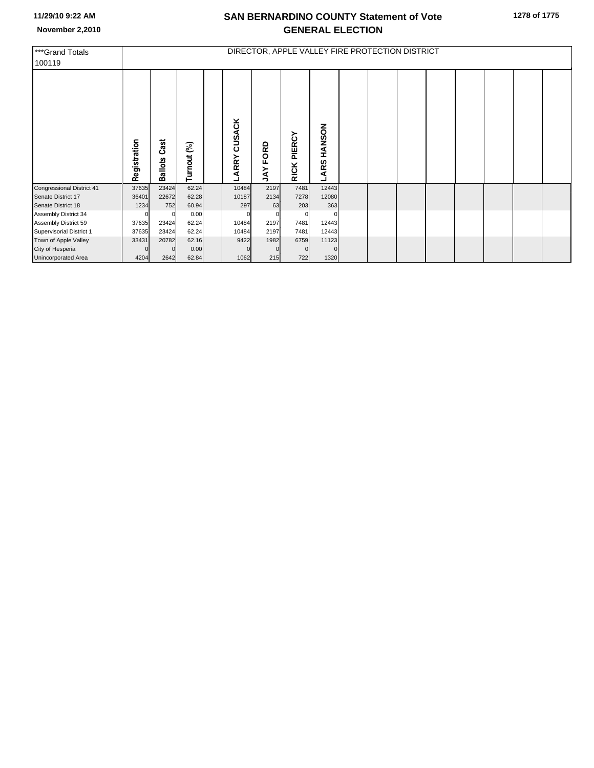# SAN BERNARDINO COUNTY Statement of Vote

## GENERAL ELECTION

11/29/10 9:22 AM

November 2,2010

***Grand Totals

100119

DIRECTOR, APPLE VALLEY FIRE PROTECTION DISTRICT

| | Registration | Ballots Cast | Turnout (%) | LARRY CUSACK | JAY FORD | RICK PIERCY | LARS HANSON |
|---|---|---|---|---|---|---|---|
| Congressional District 41 | 37635 | 23424 | 62.24 | 10484 | 2197 | 7481 | 12443 |
| Senate District 17 | 36401 | 22672 | 62.28 | 10187 | 2134 | 7278 | 12080 |
| Senate District 18 | 1234 | 752 | 60.94 | 297 | 63 | 203 | 363 |
| Assembly District 34 | 0 | 0 | 0.00 | 0 | 0 | 0 | 0 |
| Assembly District 59 | 37635 | 23424 | 62.24 | 10484 | 2197 | 7481 | 12443 |
| Supervisorial District 1 | 37635 | 23424 | 62.24 | 10484 | 2197 | 7481 | 12443 |
| Town of Apple Valley | 33431 | 20782 | 62.16 | 9422 | 1982 | 6759 | 11123 |
| City of Hesperia | 0 | 0 | 0.00 | 0 | 0 | 0 | 0 |
| Unincorporated Area | 4204 | 2642 | 62.84 | 1062 | 215 | 722 | 1320 |